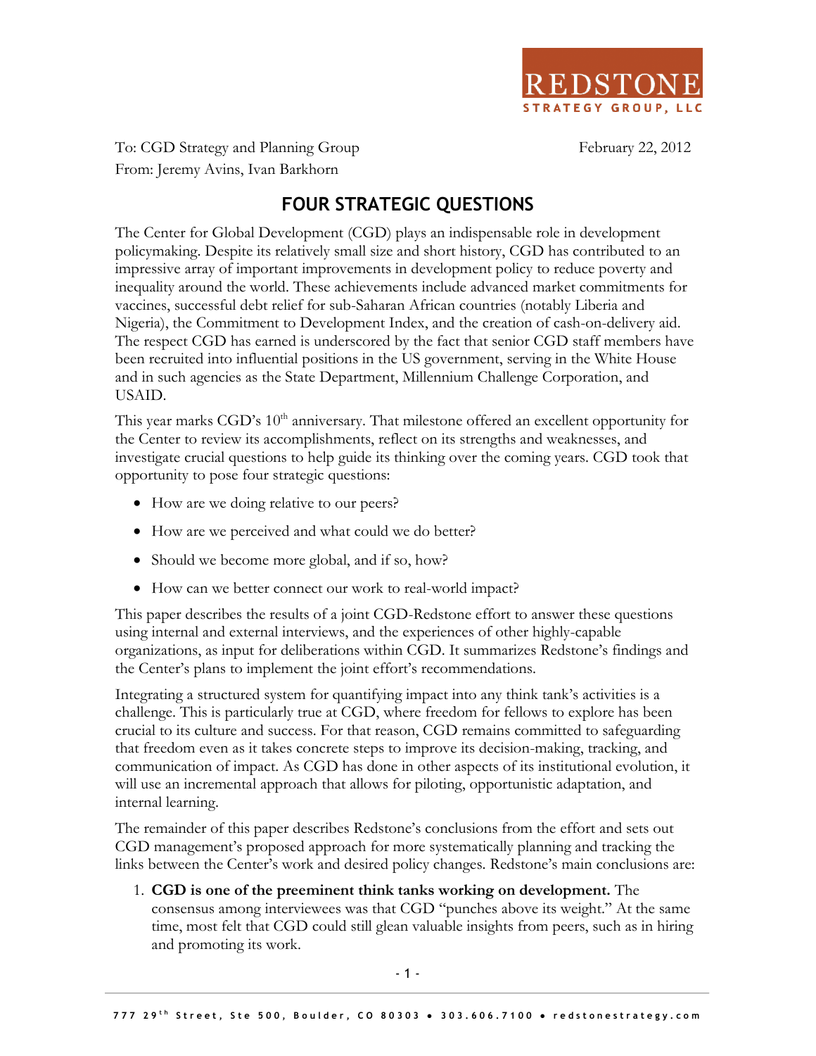REDSTONE
STRATEGY GROUP, LLC

To: CGD Strategy and Planning Group
From: Jeremy Avins, Ivan Barkhorn

February 22, 2012

# FOUR STRATEGIC QUESTIONS

The Center for Global Development (CGD) plays an indispensable role in development policymaking. Despite its relatively small size and short history, CGD has contributed to an impressive array of important improvements in development policy to reduce poverty and inequality around the world. These achievements include advanced market commitments for vaccines, successful debt relief for sub-Saharan African countries (notably Liberia and Nigeria), the Commitment to Development Index, and the creation of cash-on-delivery aid. The respect CGD has earned is underscored by the fact that senior CGD staff members have been recruited into influential positions in the US government, serving in the White House and in such agencies as the State Department, Millennium Challenge Corporation, and USAID.

This year marks CGD's 10th anniversary. That milestone offered an excellent opportunity for the Center to review its accomplishments, reflect on its strengths and weaknesses, and investigate crucial questions to help guide its thinking over the coming years. CGD took that opportunity to pose four strategic questions:

- How are we doing relative to our peers?
- How are we perceived and what could we do better?
- Should we become more global, and if so, how?
- How can we better connect our work to real-world impact?

This paper describes the results of a joint CGD-Redstone effort to answer these questions using internal and external interviews, and the experiences of other highly-capable organizations, as input for deliberations within CGD. It summarizes Redstone's findings and the Center's plans to implement the joint effort's recommendations.

Integrating a structured system for quantifying impact into any think tank's activities is a challenge. This is particularly true at CGD, where freedom for fellows to explore has been crucial to its culture and success. For that reason, CGD remains committed to safeguarding that freedom even as it takes concrete steps to improve its decision-making, tracking, and communication of impact. As CGD has done in other aspects of its institutional evolution, it will use an incremental approach that allows for piloting, opportunistic adaptation, and internal learning.

The remainder of this paper describes Redstone's conclusions from the effort and sets out CGD management's proposed approach for more systematically planning and tracking the links between the Center's work and desired policy changes. Redstone's main conclusions are:

1. **CGD is one of the preeminent think tanks working on development.** The consensus among interviewees was that CGD "punches above its weight." At the same time, most felt that CGD could still glean valuable insights from peers, such as in hiring and promoting its work.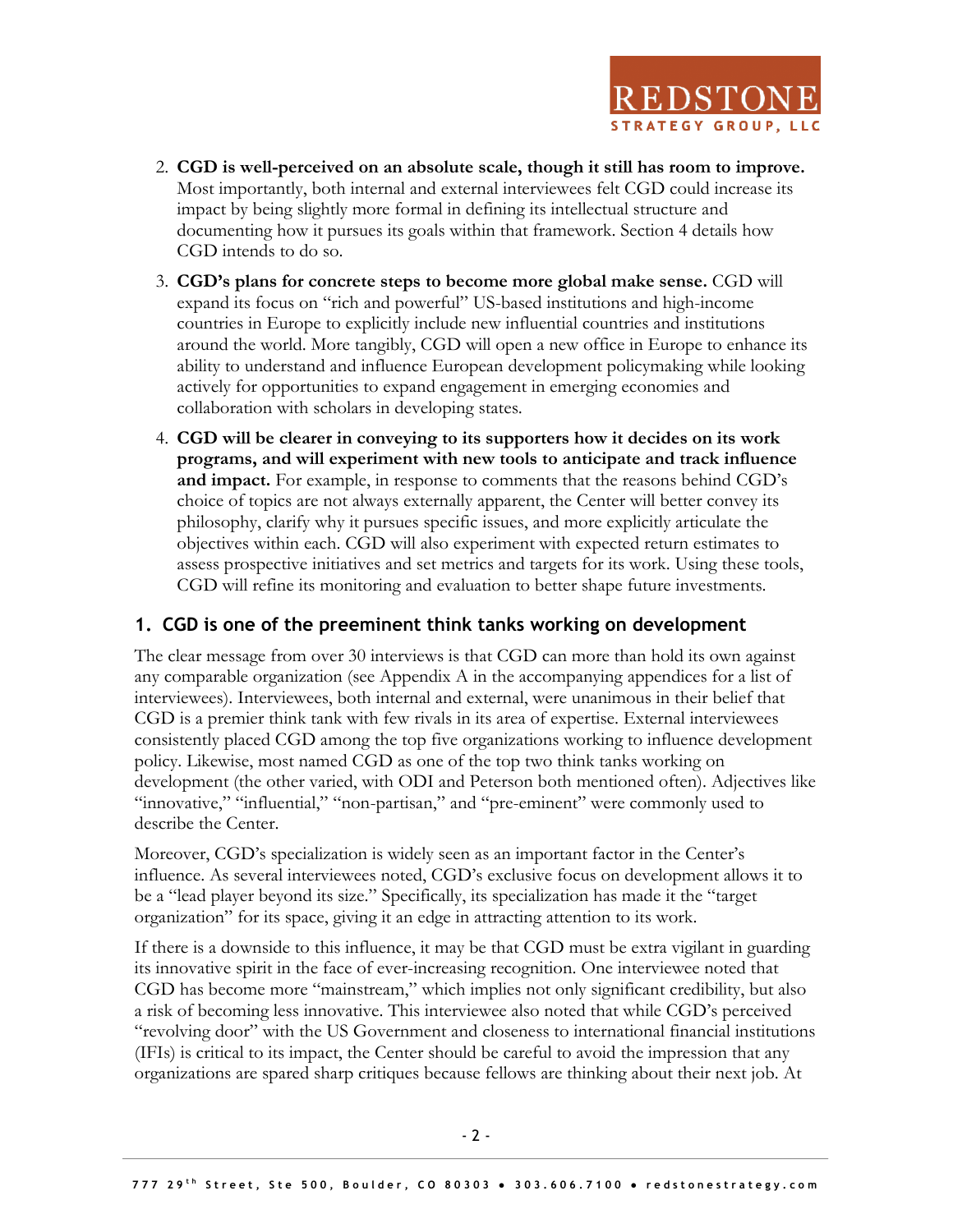2. **CGD is well-perceived on an absolute scale, though it still has room to improve.** Most importantly, both internal and external interviewees felt CGD could increase its impact by being slightly more formal in defining its intellectual structure and documenting how it pursues its goals within that framework. Section 4 details how CGD intends to do so.
3. **CGD's plans for concrete steps to become more global make sense.** CGD will expand its focus on "rich and powerful" US-based institutions and high-income countries in Europe to explicitly include new influential countries and institutions around the world. More tangibly, CGD will open a new office in Europe to enhance its ability to understand and influence European development policymaking while looking actively for opportunities to expand engagement in emerging economies and collaboration with scholars in developing states.
4. **CGD will be clearer in conveying to its supporters how it decides on its work programs, and will experiment with new tools to anticipate and track influence and impact.** For example, in response to comments that the reasons behind CGD's choice of topics are not always externally apparent, the Center will better convey its philosophy, clarify why it pursues specific issues, and more explicitly articulate the objectives within each. CGD will also experiment with expected return estimates to assess prospective initiatives and set metrics and targets for its work. Using these tools, CGD will refine its monitoring and evaluation to better shape future investments.

## 1. CGD is one of the preeminent think tanks working on development

The clear message from over 30 interviews is that CGD can more than hold its own against any comparable organization (see Appendix A in the accompanying appendices for a list of interviewees). Interviewees, both internal and external, were unanimous in their belief that CGD is a premier think tank with few rivals in its area of expertise. External interviewees consistently placed CGD among the top five organizations working to influence development policy. Likewise, most named CGD as one of the top two think tanks working on development (the other varied, with ODI and Peterson both mentioned often). Adjectives like "innovative," "influential," "non-partisan," and "pre-eminent" were commonly used to describe the Center.

Moreover, CGD's specialization is widely seen as an important factor in the Center's influence. As several interviewees noted, CGD's exclusive focus on development allows it to be a "lead player beyond its size." Specifically, its specialization has made it the "target organization" for its space, giving it an edge in attracting attention to its work.

If there is a downside to this influence, it may be that CGD must be extra vigilant in guarding its innovative spirit in the face of ever-increasing recognition. One interviewee noted that CGD has become more "mainstream," which implies not only significant credibility, but also a risk of becoming less innovative. This interviewee also noted that while CGD's perceived "revolving door" with the US Government and closeness to international financial institutions (IFIs) is critical to its impact, the Center should be careful to avoid the impression that any organizations are spared sharp critiques because fellows are thinking about their next job. At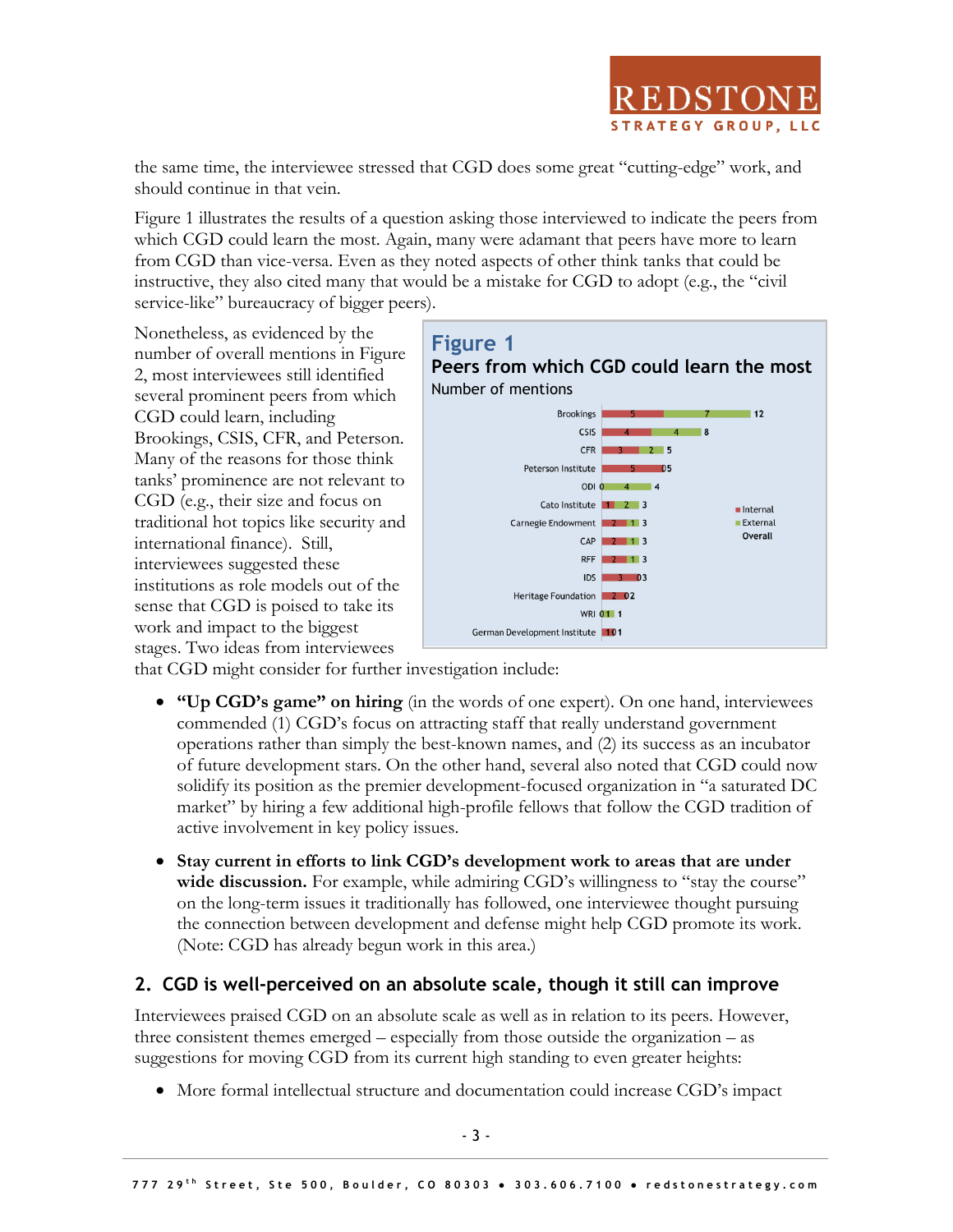the same time, the interviewee stressed that CGD does some great "cutting-edge" work, and should continue in that vein.

Figure 1 illustrates the results of a question asking those interviewed to indicate the peers from which CGD could learn the most. Again, many were adamant that peers have more to learn from CGD than vice-versa. Even as they noted aspects of other think tanks that could be instructive, they also cited many that would be a mistake for CGD to adopt (e.g., the "civil service-like" bureaucracy of bigger peers).

Nonetheless, as evidenced by the number of overall mentions in Figure 2, most interviewees still identified several prominent peers from which CGD could learn, including Brookings, CSIS, CFR, and Peterson. Many of the reasons for those think tanks' prominence are not relevant to CGD (e.g., their size and focus on traditional hot topics like security and international finance). Still, interviewees suggested these institutions as role models out of the sense that CGD is poised to take its work and impact to the biggest stages. Two ideas from interviewees that CGD might consider for further investigation include:

**Figure 1**
**Peers from which CGD could learn the most**
Number of mentions

| Peer | Internal | External | Overall |
|---|---|---|---|
| Brookings | 5 | 7 | 12 |
| CSIS | 4 | 4 | 8 |
| CFR | 3 | 2 | 5 |
| Peterson Institute | 5 | 0 | 5 |
| ODI | 0 | 4 | 4 |
| Cato Institute | 1 | 2 | 3 |
| Carnegie Endowment | 2 | 1 | 3 |
| CAP | 2 | 1 | 3 |
| RFF | 2 | 1 | 3 |
| IDS | 3 | 0 | 3 |
| Heritage Foundation | 2 | 0 | 2 |
| WRI | 0 | 1 | 1 |
| German Development Institute | 1 | 0 | 1 |

- **"Up CGD's game" on hiring** (in the words of one expert). On one hand, interviewees commended (1) CGD's focus on attracting staff that really understand government operations rather than simply the best-known names, and (2) its success as an incubator of future development stars. On the other hand, several also noted that CGD could now solidify its position as the premier development-focused organization in "a saturated DC market" by hiring a few additional high-profile fellows that follow the CGD tradition of active involvement in key policy issues.
- **Stay current in efforts to link CGD's development work to areas that are under wide discussion.** For example, while admiring CGD's willingness to "stay the course" on the long-term issues it traditionally has followed, one interviewee thought pursuing the connection between development and defense might help CGD promote its work. (Note: CGD has already begun work in this area.)

## 2. CGD is well-perceived on an absolute scale, though it still can improve

Interviewees praised CGD on an absolute scale as well as in relation to its peers. However, three consistent themes emerged – especially from those outside the organization – as suggestions for moving CGD from its current high standing to even greater heights:

- More formal intellectual structure and documentation could increase CGD's impact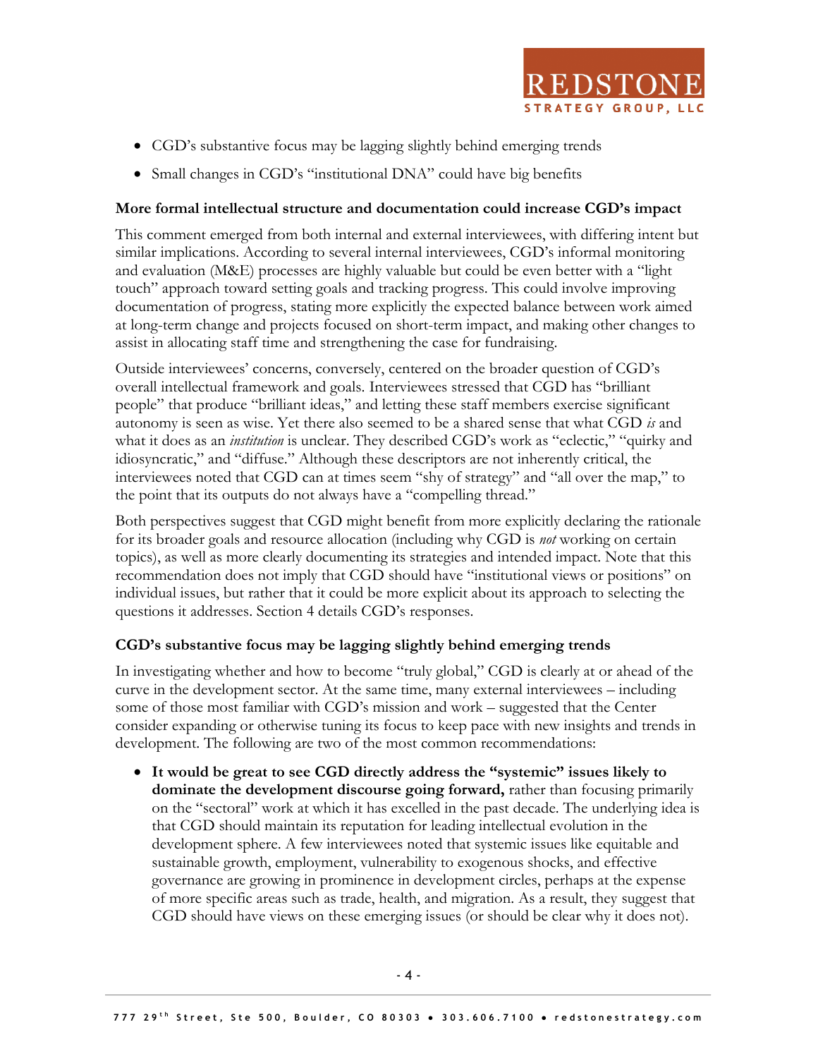- CGD's substantive focus may be lagging slightly behind emerging trends
- Small changes in CGD's "institutional DNA" could have big benefits

**More formal intellectual structure and documentation could increase CGD's impact**

This comment emerged from both internal and external interviewees, with differing intent but similar implications. According to several internal interviewees, CGD's informal monitoring and evaluation (M&E) processes are highly valuable but could be even better with a "light touch" approach toward setting goals and tracking progress. This could involve improving documentation of progress, stating more explicitly the expected balance between work aimed at long-term change and projects focused on short-term impact, and making other changes to assist in allocating staff time and strengthening the case for fundraising.

Outside interviewees' concerns, conversely, centered on the broader question of CGD's overall intellectual framework and goals. Interviewees stressed that CGD has "brilliant people" that produce "brilliant ideas," and letting these staff members exercise significant autonomy is seen as wise. Yet there also seemed to be a shared sense that what CGD *is* and what it does as an *institution* is unclear. They described CGD's work as "eclectic," "quirky and idiosyncratic," and "diffuse." Although these descriptors are not inherently critical, the interviewees noted that CGD can at times seem "shy of strategy" and "all over the map," to the point that its outputs do not always have a "compelling thread."

Both perspectives suggest that CGD might benefit from more explicitly declaring the rationale for its broader goals and resource allocation (including why CGD is *not* working on certain topics), as well as more clearly documenting its strategies and intended impact. Note that this recommendation does not imply that CGD should have "institutional views or positions" on individual issues, but rather that it could be more explicit about its approach to selecting the questions it addresses. Section 4 details CGD's responses.

**CGD's substantive focus may be lagging slightly behind emerging trends**

In investigating whether and how to become "truly global," CGD is clearly at or ahead of the curve in the development sector. At the same time, many external interviewees – including some of those most familiar with CGD's mission and work – suggested that the Center consider expanding or otherwise tuning its focus to keep pace with new insights and trends in development. The following are two of the most common recommendations:

- **It would be great to see CGD directly address the "systemic" issues likely to dominate the development discourse going forward,** rather than focusing primarily on the "sectoral" work at which it has excelled in the past decade. The underlying idea is that CGD should maintain its reputation for leading intellectual evolution in the development sphere. A few interviewees noted that systemic issues like equitable and sustainable growth, employment, vulnerability to exogenous shocks, and effective governance are growing in prominence in development circles, perhaps at the expense of more specific areas such as trade, health, and migration. As a result, they suggest that CGD should have views on these emerging issues (or should be clear why it does not).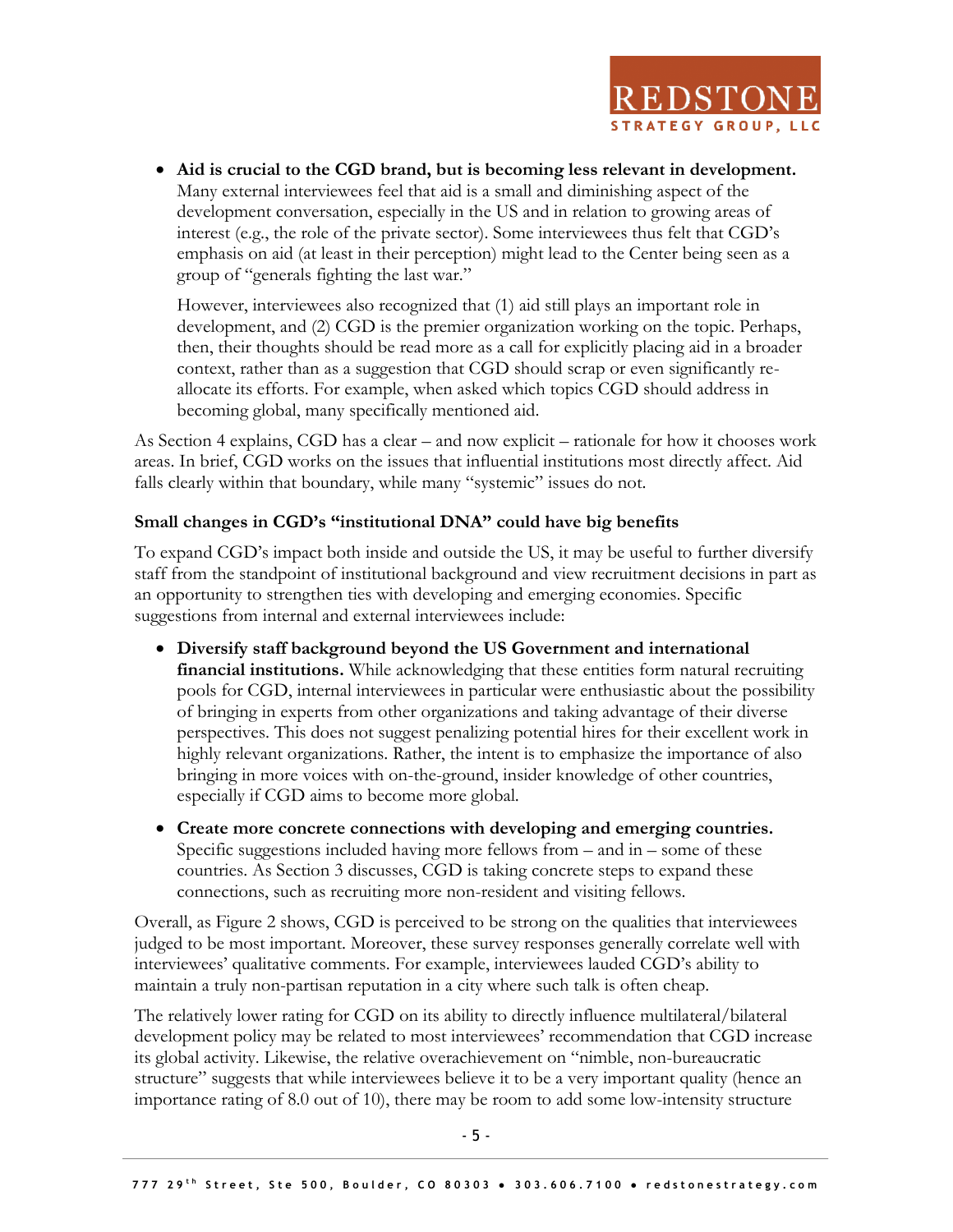- **Aid is crucial to the CGD brand, but is becoming less relevant in development.** Many external interviewees feel that aid is a small and diminishing aspect of the development conversation, especially in the US and in relation to growing areas of interest (e.g., the role of the private sector). Some interviewees thus felt that CGD's emphasis on aid (at least in their perception) might lead to the Center being seen as a group of "generals fighting the last war."

  However, interviewees also recognized that (1) aid still plays an important role in development, and (2) CGD is the premier organization working on the topic. Perhaps, then, their thoughts should be read more as a call for explicitly placing aid in a broader context, rather than as a suggestion that CGD should scrap or even significantly re-allocate its efforts. For example, when asked which topics CGD should address in becoming global, many specifically mentioned aid.

As Section 4 explains, CGD has a clear – and now explicit – rationale for how it chooses work areas. In brief, CGD works on the issues that influential institutions most directly affect. Aid falls clearly within that boundary, while many "systemic" issues do not.

**Small changes in CGD's "institutional DNA" could have big benefits**

To expand CGD's impact both inside and outside the US, it may be useful to further diversify staff from the standpoint of institutional background and view recruitment decisions in part as an opportunity to strengthen ties with developing and emerging economies. Specific suggestions from internal and external interviewees include:

- **Diversify staff background beyond the US Government and international financial institutions.** While acknowledging that these entities form natural recruiting pools for CGD, internal interviewees in particular were enthusiastic about the possibility of bringing in experts from other organizations and taking advantage of their diverse perspectives. This does not suggest penalizing potential hires for their excellent work in highly relevant organizations. Rather, the intent is to emphasize the importance of also bringing in more voices with on-the-ground, insider knowledge of other countries, especially if CGD aims to become more global.

- **Create more concrete connections with developing and emerging countries.** Specific suggestions included having more fellows from – and in – some of these countries. As Section 3 discusses, CGD is taking concrete steps to expand these connections, such as recruiting more non-resident and visiting fellows.

Overall, as Figure 2 shows, CGD is perceived to be strong on the qualities that interviewees judged to be most important. Moreover, these survey responses generally correlate well with interviewees' qualitative comments. For example, interviewees lauded CGD's ability to maintain a truly non-partisan reputation in a city where such talk is often cheap.

The relatively lower rating for CGD on its ability to directly influence multilateral/bilateral development policy may be related to most interviewees' recommendation that CGD increase its global activity. Likewise, the relative overachievement on "nimble, non-bureaucratic structure" suggests that while interviewees believe it to be a very important quality (hence an importance rating of 8.0 out of 10), there may be room to add some low-intensity structure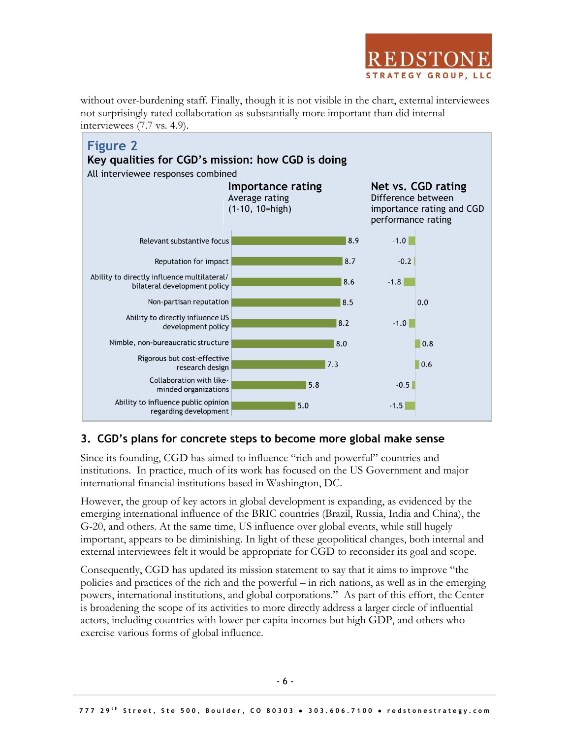without over-burdening staff. Finally, though it is not visible in the chart, external interviewees not surprisingly rated collaboration as substantially more important than did internal interviewees (7.7 vs. 4.9).

**Figure 2**

**Key qualities for CGD's mission: how CGD is doing**

All interviewee responses combined

| Quality | Importance rating<br>Average rating (1-10, 10=high) | Net vs. CGD rating<br>Difference between importance rating and CGD performance rating |
|---|---|---|
| Relevant substantive focus | 8.9 | -1.0 |
| Reputation for impact | 8.7 | -0.2 |
| Ability to directly influence multilateral/ bilateral development policy | 8.6 | -1.8 |
| Non-partisan reputation | 8.5 | 0.0 |
| Ability to directly influence US development policy | 8.2 | -1.0 |
| Nimble, non-bureaucratic structure | 8.0 | 0.8 |
| Rigorous but cost-effective research design | 7.3 | 0.6 |
| Collaboration with like-minded organizations | 5.8 | -0.5 |
| Ability to influence public opinion regarding development | 5.0 | -1.5 |

## 3. CGD's plans for concrete steps to become more global make sense

Since its founding, CGD has aimed to influence "rich and powerful" countries and institutions. In practice, much of its work has focused on the US Government and major international financial institutions based in Washington, DC.

However, the group of key actors in global development is expanding, as evidenced by the emerging international influence of the BRIC countries (Brazil, Russia, India and China), the G-20, and others. At the same time, US influence over global events, while still hugely important, appears to be diminishing. In light of these geopolitical changes, both internal and external interviewees felt it would be appropriate for CGD to reconsider its goal and scope.

Consequently, CGD has updated its mission statement to say that it aims to improve "the policies and practices of the rich and the powerful – in rich nations, as well as in the emerging powers, international institutions, and global corporations." As part of this effort, the Center is broadening the scope of its activities to more directly address a larger circle of influential actors, including countries with lower per capita incomes but high GDP, and others who exercise various forms of global influence.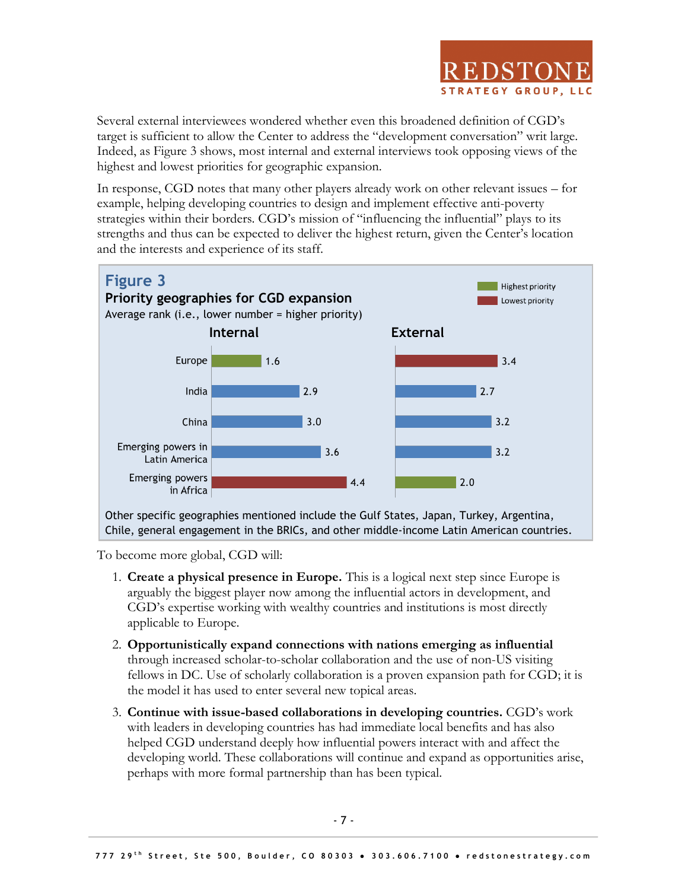Several external interviewees wondered whether even this broadened definition of CGD's target is sufficient to allow the Center to address the "development conversation" writ large. Indeed, as Figure 3 shows, most internal and external interviews took opposing views of the highest and lowest priorities for geographic expansion.

In response, CGD notes that many other players already work on other relevant issues – for example, helping developing countries to design and implement effective anti-poverty strategies within their borders. CGD's mission of "influencing the influential" plays to its strengths and thus can be expected to deliver the highest return, given the Center's location and the interests and experience of its staff.

**Figure 3**

**Priority geographies for CGD expansion**

Average rank (i.e., lower number = higher priority)

| Geography | Internal | External |
|---|---|---|
| Europe | 1.6 (Highest priority) | 3.4 (Lowest priority) |
| India | 2.9 | 2.7 |
| China | 3.0 | 3.2 |
| Emerging powers in Latin America | 3.6 | 3.2 |
| Emerging powers in Africa | 4.4 (Lowest priority) | 2.0 (Highest priority) |

Other specific geographies mentioned include the Gulf States, Japan, Turkey, Argentina, Chile, general engagement in the BRICs, and other middle-income Latin American countries.

To become more global, CGD will:

1. **Create a physical presence in Europe.** This is a logical next step since Europe is arguably the biggest player now among the influential actors in development, and CGD's expertise working with wealthy countries and institutions is most directly applicable to Europe.
2. **Opportunistically expand connections with nations emerging as influential** through increased scholar-to-scholar collaboration and the use of non-US visiting fellows in DC. Use of scholarly collaboration is a proven expansion path for CGD; it is the model it has used to enter several new topical areas.
3. **Continue with issue-based collaborations in developing countries.** CGD's work with leaders in developing countries has had immediate local benefits and has also helped CGD understand deeply how influential powers interact with and affect the developing world. These collaborations will continue and expand as opportunities arise, perhaps with more formal partnership than has been typical.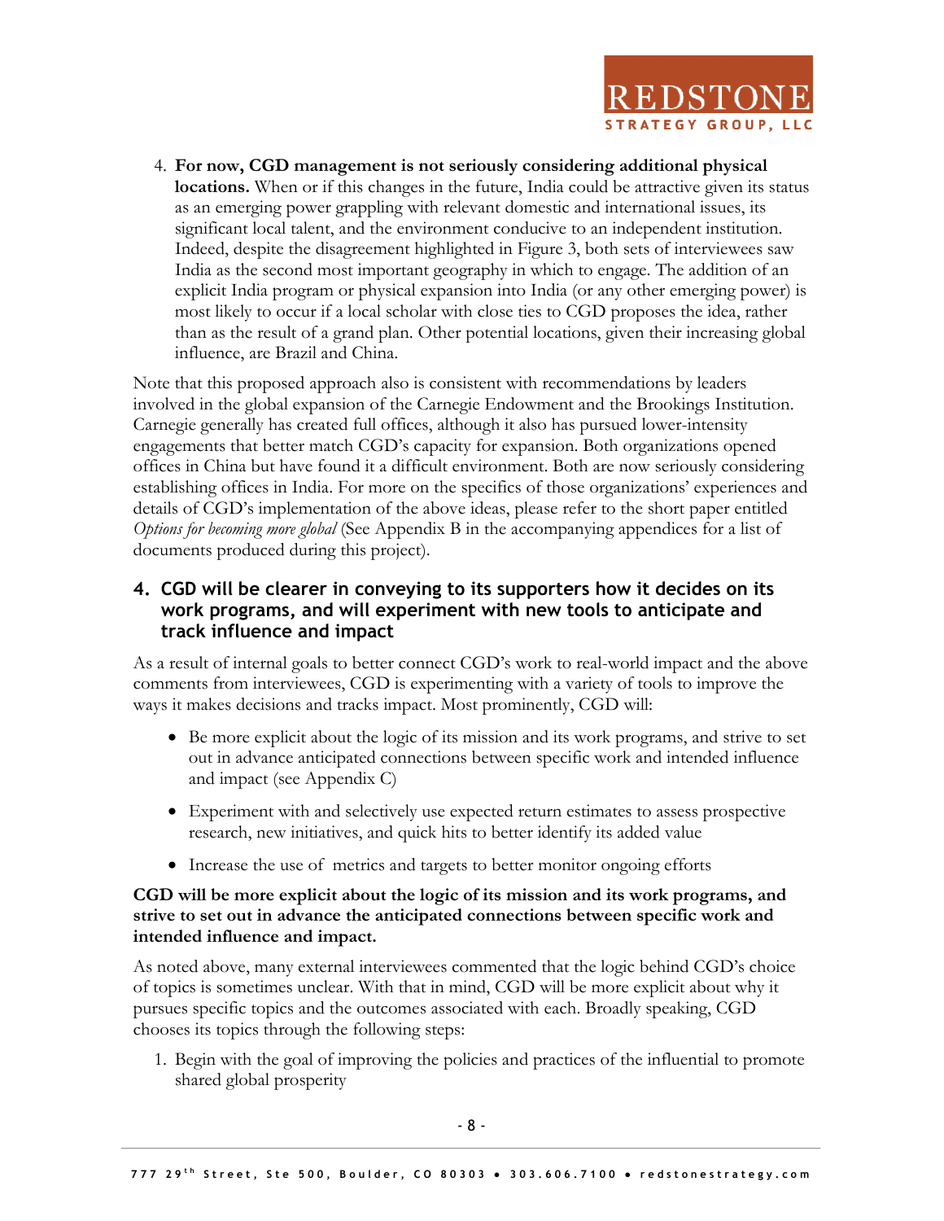4. **For now, CGD management is not seriously considering additional physical locations.** When or if this changes in the future, India could be attractive given its status as an emerging power grappling with relevant domestic and international issues, its significant local talent, and the environment conducive to an independent institution. Indeed, despite the disagreement highlighted in Figure 3, both sets of interviewees saw India as the second most important geography in which to engage. The addition of an explicit India program or physical expansion into India (or any other emerging power) is most likely to occur if a local scholar with close ties to CGD proposes the idea, rather than as the result of a grand plan. Other potential locations, given their increasing global influence, are Brazil and China.

Note that this proposed approach also is consistent with recommendations by leaders involved in the global expansion of the Carnegie Endowment and the Brookings Institution. Carnegie generally has created full offices, although it also has pursued lower-intensity engagements that better match CGD's capacity for expansion. Both organizations opened offices in China but have found it a difficult environment. Both are now seriously considering establishing offices in India. For more on the specifics of those organizations' experiences and details of CGD's implementation of the above ideas, please refer to the short paper entitled *Options for becoming more global* (See Appendix B in the accompanying appendices for a list of documents produced during this project).

## 4. CGD will be clearer in conveying to its supporters how it decides on its work programs, and will experiment with new tools to anticipate and track influence and impact

As a result of internal goals to better connect CGD's work to real-world impact and the above comments from interviewees, CGD is experimenting with a variety of tools to improve the ways it makes decisions and tracks impact. Most prominently, CGD will:

- Be more explicit about the logic of its mission and its work programs, and strive to set out in advance anticipated connections between specific work and intended influence and impact (see Appendix C)
- Experiment with and selectively use expected return estimates to assess prospective research, new initiatives, and quick hits to better identify its added value
- Increase the use of metrics and targets to better monitor ongoing efforts

**CGD will be more explicit about the logic of its mission and its work programs, and strive to set out in advance the anticipated connections between specific work and intended influence and impact.**

As noted above, many external interviewees commented that the logic behind CGD's choice of topics is sometimes unclear. With that in mind, CGD will be more explicit about why it pursues specific topics and the outcomes associated with each. Broadly speaking, CGD chooses its topics through the following steps:

1. Begin with the goal of improving the policies and practices of the influential to promote shared global prosperity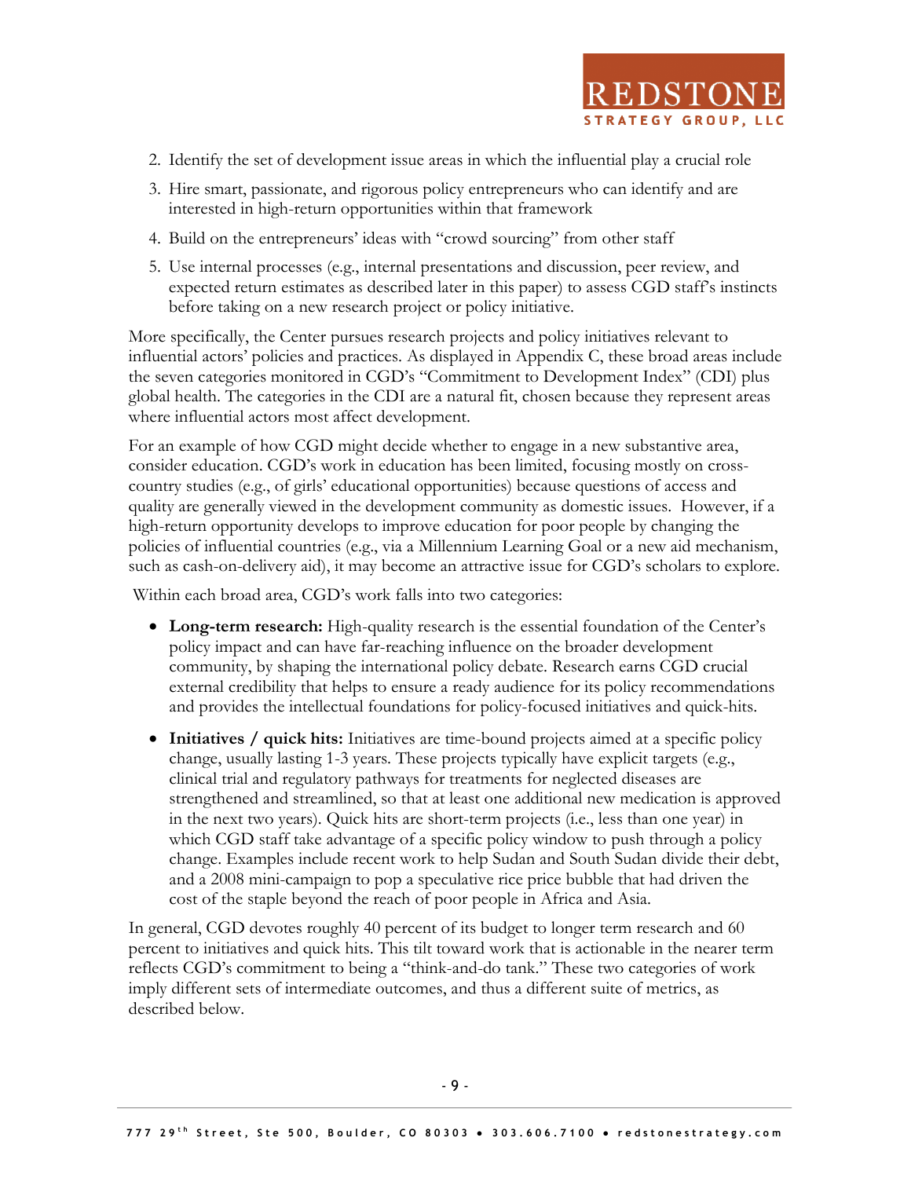2. Identify the set of development issue areas in which the influential play a crucial role
3. Hire smart, passionate, and rigorous policy entrepreneurs who can identify and are interested in high-return opportunities within that framework
4. Build on the entrepreneurs' ideas with "crowd sourcing" from other staff
5. Use internal processes (e.g., internal presentations and discussion, peer review, and expected return estimates as described later in this paper) to assess CGD staff's instincts before taking on a new research project or policy initiative.

More specifically, the Center pursues research projects and policy initiatives relevant to influential actors' policies and practices. As displayed in Appendix C, these broad areas include the seven categories monitored in CGD's "Commitment to Development Index" (CDI) plus global health. The categories in the CDI are a natural fit, chosen because they represent areas where influential actors most affect development.

For an example of how CGD might decide whether to engage in a new substantive area, consider education. CGD's work in education has been limited, focusing mostly on cross-country studies (e.g., of girls' educational opportunities) because questions of access and quality are generally viewed in the development community as domestic issues. However, if a high-return opportunity develops to improve education for poor people by changing the policies of influential countries (e.g., via a Millennium Learning Goal or a new aid mechanism, such as cash-on-delivery aid), it may become an attractive issue for CGD's scholars to explore.

Within each broad area, CGD's work falls into two categories:

- **Long-term research:** High-quality research is the essential foundation of the Center's policy impact and can have far-reaching influence on the broader development community, by shaping the international policy debate. Research earns CGD crucial external credibility that helps to ensure a ready audience for its policy recommendations and provides the intellectual foundations for policy-focused initiatives and quick-hits.
- **Initiatives / quick hits:** Initiatives are time-bound projects aimed at a specific policy change, usually lasting 1-3 years. These projects typically have explicit targets (e.g., clinical trial and regulatory pathways for treatments for neglected diseases are strengthened and streamlined, so that at least one additional new medication is approved in the next two years). Quick hits are short-term projects (i.e., less than one year) in which CGD staff take advantage of a specific policy window to push through a policy change. Examples include recent work to help Sudan and South Sudan divide their debt, and a 2008 mini-campaign to pop a speculative rice price bubble that had driven the cost of the staple beyond the reach of poor people in Africa and Asia.

In general, CGD devotes roughly 40 percent of its budget to longer term research and 60 percent to initiatives and quick hits. This tilt toward work that is actionable in the nearer term reflects CGD's commitment to being a "think-and-do tank." These two categories of work imply different sets of intermediate outcomes, and thus a different suite of metrics, as described below.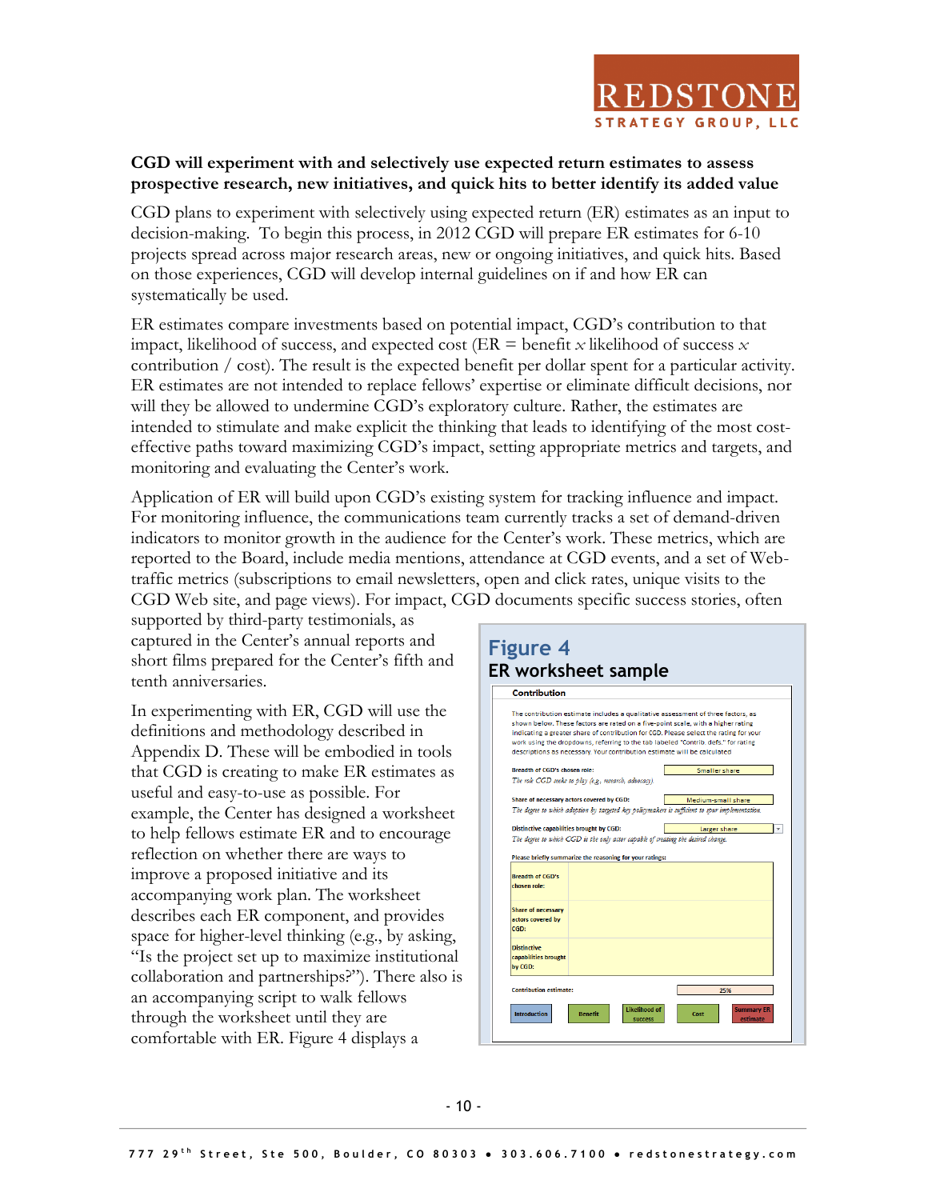**CGD will experiment with and selectively use expected return estimates to assess prospective research, new initiatives, and quick hits to better identify its added value**

CGD plans to experiment with selectively using expected return (ER) estimates as an input to decision-making. To begin this process, in 2012 CGD will prepare ER estimates for 6-10 projects spread across major research areas, new or ongoing initiatives, and quick hits. Based on those experiences, CGD will develop internal guidelines on if and how ER can systematically be used.

ER estimates compare investments based on potential impact, CGD's contribution to that impact, likelihood of success, and expected cost (ER = benefit *x* likelihood of success *x* contribution / cost). The result is the expected benefit per dollar spent for a particular activity. ER estimates are not intended to replace fellows' expertise or eliminate difficult decisions, nor will they be allowed to undermine CGD's exploratory culture. Rather, the estimates are intended to stimulate and make explicit the thinking that leads to identifying of the most cost-effective paths toward maximizing CGD's impact, setting appropriate metrics and targets, and monitoring and evaluating the Center's work.

Application of ER will build upon CGD's existing system for tracking influence and impact. For monitoring influence, the communications team currently tracks a set of demand-driven indicators to monitor growth in the audience for the Center's work. These metrics, which are reported to the Board, include media mentions, attendance at CGD events, and a set of Web-traffic metrics (subscriptions to email newsletters, open and click rates, unique visits to the CGD Web site, and page views). For impact, CGD documents specific success stories, often supported by third-party testimonials, as captured in the Center's annual reports and short films prepared for the Center's fifth and tenth anniversaries.

In experimenting with ER, CGD will use the definitions and methodology described in Appendix D. These will be embodied in tools that CGD is creating to make ER estimates as useful and easy-to-use as possible. For example, the Center has designed a worksheet to help fellows estimate ER and to encourage reflection on whether there are ways to improve a proposed initiative and its accompanying work plan. The worksheet describes each ER component, and provides space for higher-level thinking (e.g., by asking, "Is the project set up to maximize institutional collaboration and partnerships?"). There also is an accompanying script to walk fellows through the worksheet until they are comfortable with ER. Figure 4 displays a

## Figure 4
### ER worksheet sample

**Contribution**

The contribution estimate includes a qualitative assessment of three factors, as shown below. These factors are rated on a five-point scale, with a higher rating indicating a greater share of contribution for CGD. Please select the rating for your work using the dropdowns, referring to the tab labeled "Contrib. defs." for rating descriptions as necessary. Your contribution estimate will be calculated

| | |
|---|---|
| **Breadth of CGD's chosen role:** *The role CGD seeks to play (e.g., research, advocacy)* | Smaller share |
| **Share of necessary actors covered by CGD:** *The degree to which adoption by targeted key policymakers is sufficient to spur implementation.* | Medium-small share |
| **Distinctive capabilities brought by CGD:** *The degree to which CGD is the only actor capable of creating the desired change.* | Larger share |

**Please briefly summarize the reasoning for your ratings:**

| | |
|---|---|
| Breadth of CGD's chosen role: | |
| Share of necessary actors covered by CGD: | |
| Distinctive capabilities brought by CGD: | |

**Contribution estimate:** 25%

Introduction | Benefit | Likelihood of success | Cost | Summary ER estimate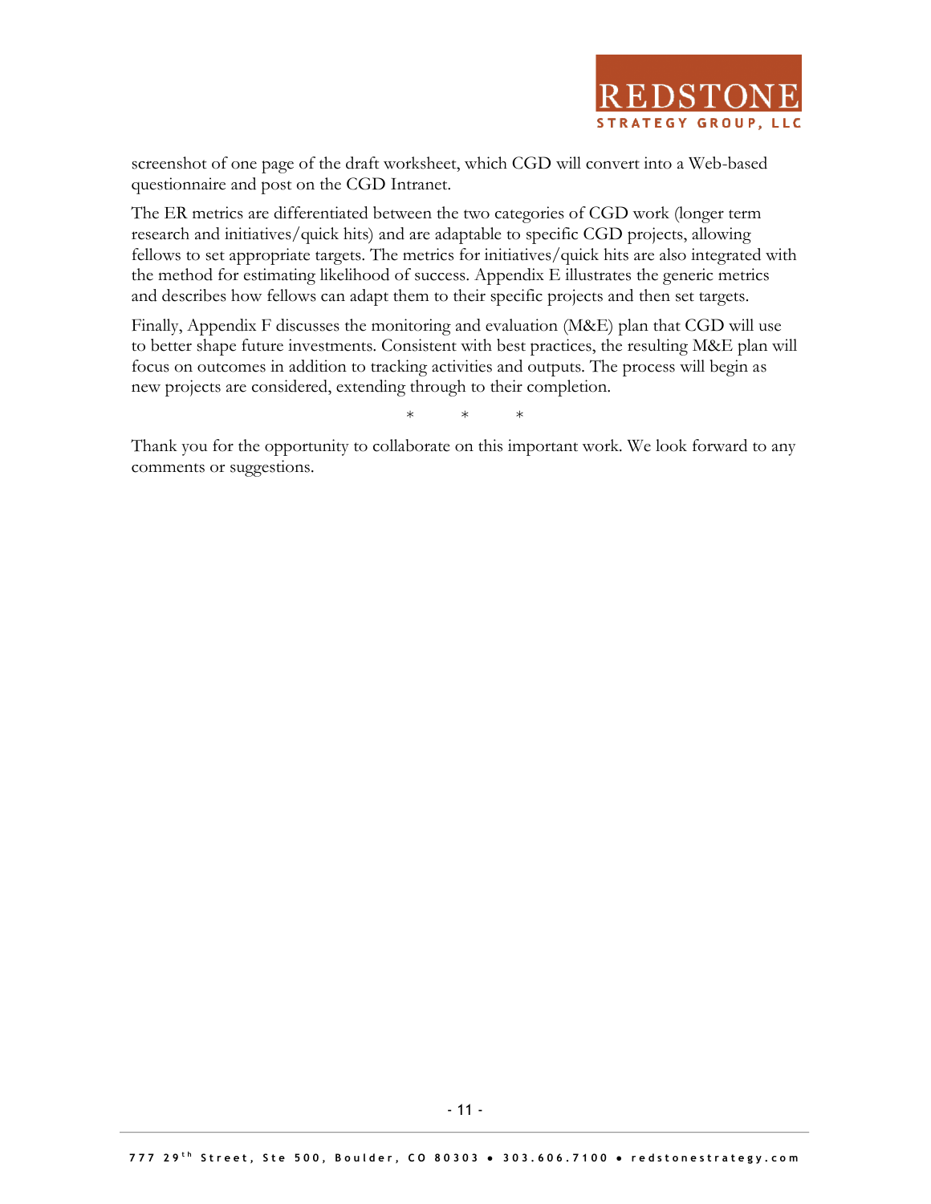screenshot of one page of the draft worksheet, which CGD will convert into a Web-based questionnaire and post on the CGD Intranet.

The ER metrics are differentiated between the two categories of CGD work (longer term research and initiatives/quick hits) and are adaptable to specific CGD projects, allowing fellows to set appropriate targets. The metrics for initiatives/quick hits are also integrated with the method for estimating likelihood of success. Appendix E illustrates the generic metrics and describes how fellows can adapt them to their specific projects and then set targets.

Finally, Appendix F discusses the monitoring and evaluation (M&E) plan that CGD will use to better shape future investments. Consistent with best practices, the resulting M&E plan will focus on outcomes in addition to tracking activities and outputs. The process will begin as new projects are considered, extending through to their completion.

\* \* \*

Thank you for the opportunity to collaborate on this important work. We look forward to any comments or suggestions.